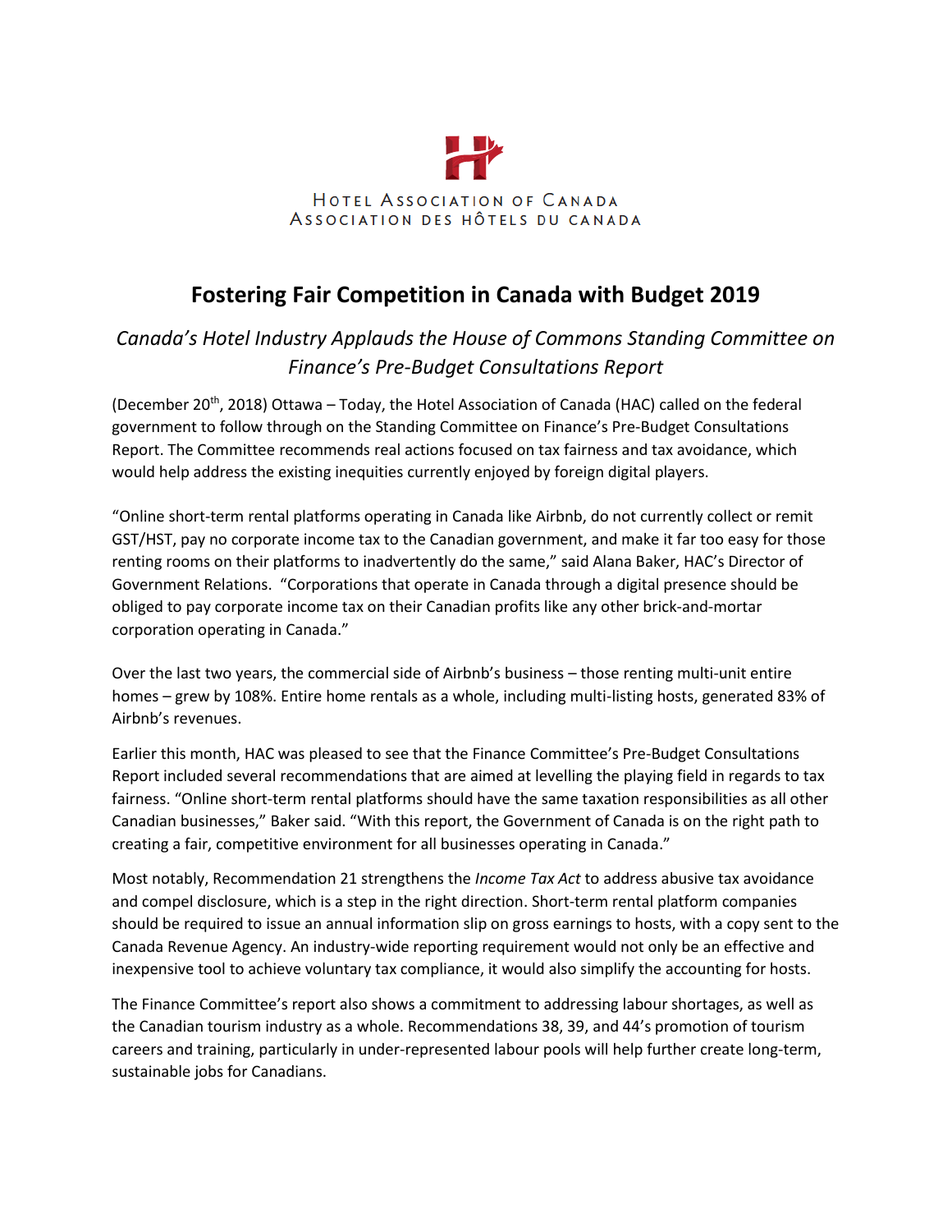Hotel Association of Canada
Association des hôtels du Canada

# Fostering Fair Competition in Canada with Budget 2019

## *Canada's Hotel Industry Applauds the House of Commons Standing Committee on Finance's Pre-Budget Consultations Report*

(December 20th, 2018) Ottawa – Today, the Hotel Association of Canada (HAC) called on the federal government to follow through on the Standing Committee on Finance's Pre-Budget Consultations Report. The Committee recommends real actions focused on tax fairness and tax avoidance, which would help address the existing inequities currently enjoyed by foreign digital players.

"Online short-term rental platforms operating in Canada like Airbnb, do not currently collect or remit GST/HST, pay no corporate income tax to the Canadian government, and make it far too easy for those renting rooms on their platforms to inadvertently do the same," said Alana Baker, HAC's Director of Government Relations. "Corporations that operate in Canada through a digital presence should be obliged to pay corporate income tax on their Canadian profits like any other brick-and-mortar corporation operating in Canada."

Over the last two years, the commercial side of Airbnb's business – those renting multi-unit entire homes – grew by 108%. Entire home rentals as a whole, including multi-listing hosts, generated 83% of Airbnb's revenues.

Earlier this month, HAC was pleased to see that the Finance Committee's Pre-Budget Consultations Report included several recommendations that are aimed at levelling the playing field in regards to tax fairness. "Online short-term rental platforms should have the same taxation responsibilities as all other Canadian businesses," Baker said. "With this report, the Government of Canada is on the right path to creating a fair, competitive environment for all businesses operating in Canada."

Most notably, Recommendation 21 strengthens the *Income Tax Act* to address abusive tax avoidance and compel disclosure, which is a step in the right direction. Short-term rental platform companies should be required to issue an annual information slip on gross earnings to hosts, with a copy sent to the Canada Revenue Agency. An industry-wide reporting requirement would not only be an effective and inexpensive tool to achieve voluntary tax compliance, it would also simplify the accounting for hosts.

The Finance Committee's report also shows a commitment to addressing labour shortages, as well as the Canadian tourism industry as a whole. Recommendations 38, 39, and 44's promotion of tourism careers and training, particularly in under-represented labour pools will help further create long-term, sustainable jobs for Canadians.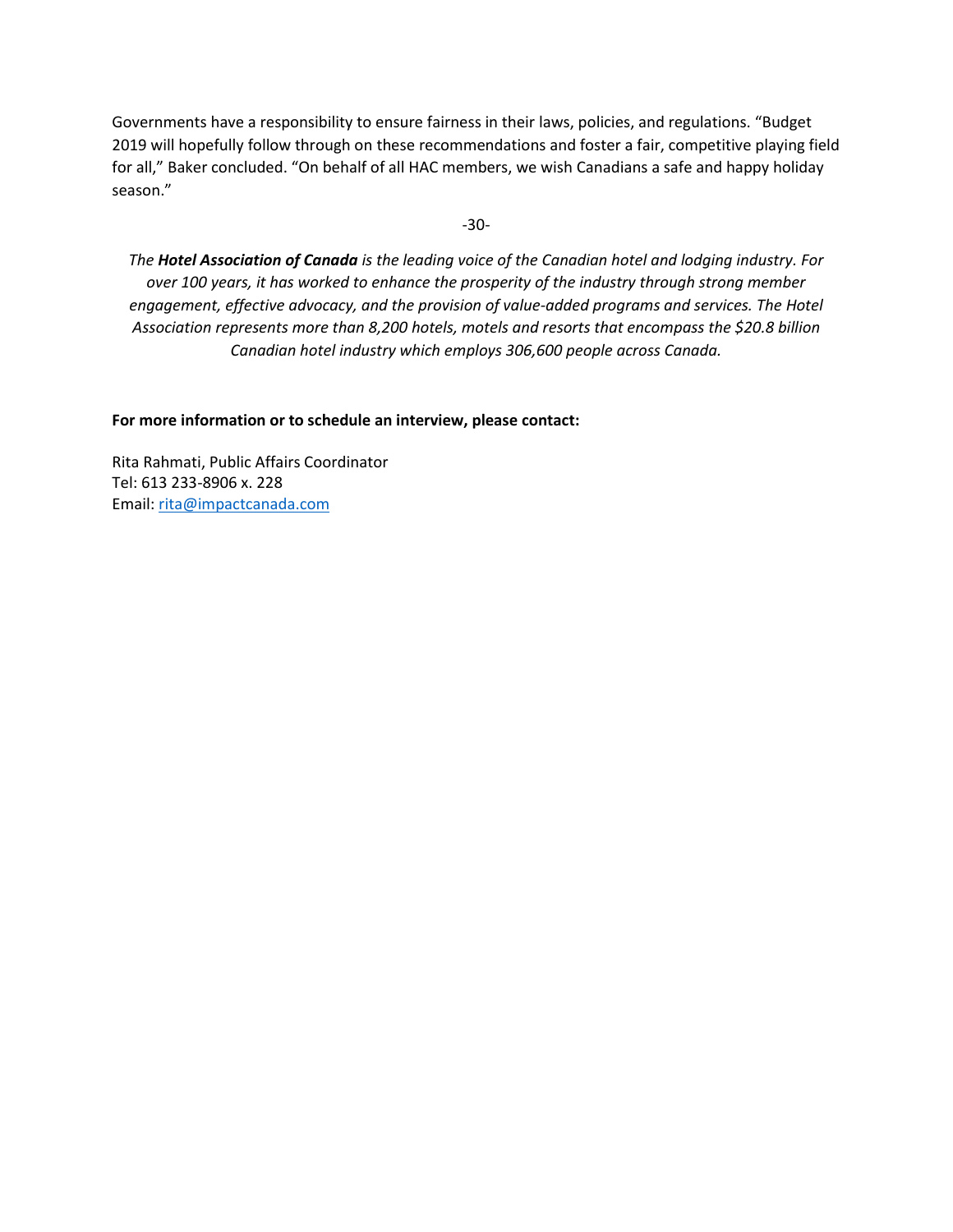Governments have a responsibility to ensure fairness in their laws, policies, and regulations. "Budget 2019 will hopefully follow through on these recommendations and foster a fair, competitive playing field for all," Baker concluded. "On behalf of all HAC members, we wish Canadians a safe and happy holiday season."

-30-

*The* ***Hotel Association of Canada*** *is the leading voice of the Canadian hotel and lodging industry. For over 100 years, it has worked to enhance the prosperity of the industry through strong member engagement, effective advocacy, and the provision of value-added programs and services. The Hotel Association represents more than 8,200 hotels, motels and resorts that encompass the $20.8 billion Canadian hotel industry which employs 306,600 people across Canada.*

**For more information or to schedule an interview, please contact:**

Rita Rahmati, Public Affairs Coordinator
Tel: 613 233-8906 x. 228
Email: rita@impactcanada.com